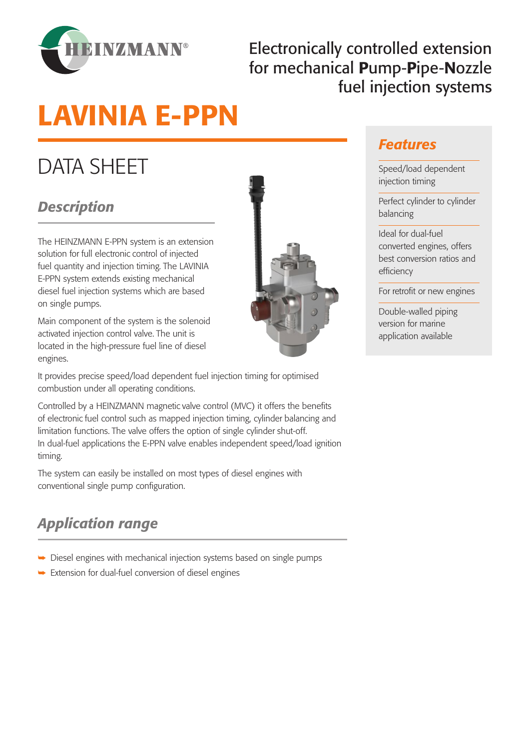Electronically controlled extension for mechanical **P**ump-**P**ipe-**N**ozzle fuel injection systems

# LAVINIA E-PPN

## DATA SHEET

### Description

The HEINZMANN E-PPN system is an extension solution for full electronic control of injected fuel quantity and injection timing. The LAVINIA E-PPN system extends existing mechanical diesel fuel injection systems which are based on single pumps.

Main component of the system is the solenoid activated injection control valve. The unit is located in the high-pressure fuel line of diesel engines.

It provides precise speed/load dependent fuel injection timing for optimised combustion under all operating conditions.

Controlled by a HEINZMANN magnetic valve control (MVC) it offers the benefits of electronic fuel control such as mapped injection timing, cylinder balancing and limitation functions. The valve offers the option of single cylinder shut-off.
In dual-fuel applications the E-PPN valve enables independent speed/load ignition timing.

The system can easily be installed on most types of diesel engines with conventional single pump configuration.

### Application range

- Diesel engines with mechanical injection systems based on single pumps
- Extension for dual-fuel conversion of diesel engines

### Features

- Speed/load dependent injection timing
- Perfect cylinder to cylinder balancing
- Ideal for dual-fuel converted engines, offers best conversion ratios and efficiency
- For retrofit or new engines
- Double-walled piping version for marine application available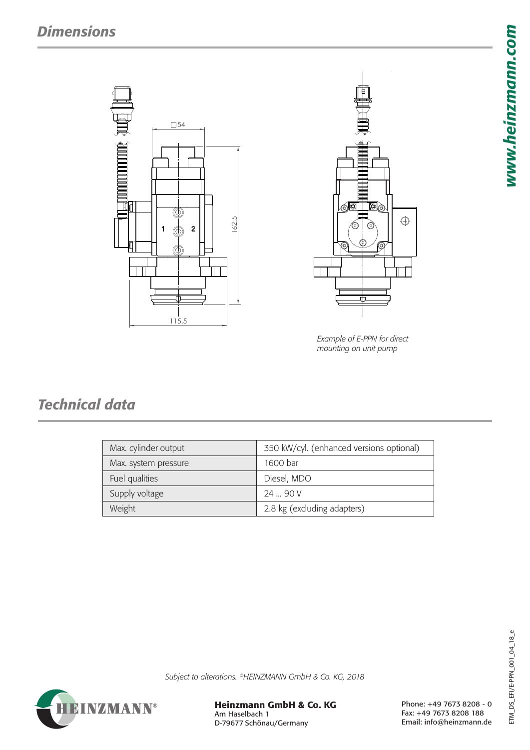## Dimensions

□54

162.5

115.5

1

2

*Example of E-PPN for direct mounting on unit pump*

## Technical data

| | |
|---|---|
| Max. cylinder output | 350 kW/cyl. (enhanced versions optional) |
| Max. system pressure | 1600 bar |
| Fuel qualities | Diesel, MDO |
| Supply voltage | 24 ... 90 V |
| Weight | 2.8 kg (excluding adapters) |

*Subject to alterations. ©HEINZMANN GmbH & Co. KG, 2018*

**Heinzmann GmbH & Co. KG**
Am Haselbach 1
D-79677 Schönau/Germany

Phone: +49 7673 8208 - 0
Fax: +49 7673 8208 188
Email: info@heinzmann.de

ETM_DS_EFI/E-PPN_001_04_18_e